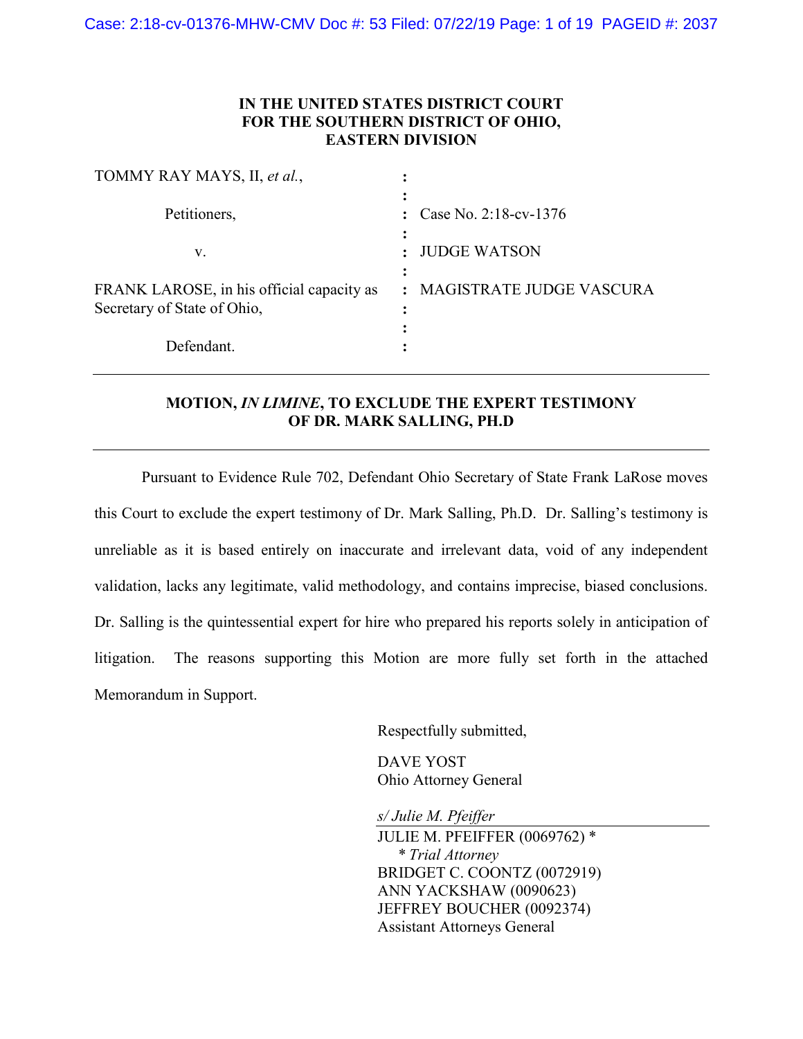**IN THE UNITED STATES DISTRICT COURT**
**FOR THE SOUTHERN DISTRICT OF OHIO,**
**EASTERN DIVISION**

| | | |
|---|---|---|
| TOMMY RAY MAYS, II, *et al.*, | : | |
| Petitioners, | : | Case No. 2:18-cv-1376 |
| v. | : | JUDGE WATSON |
| FRANK LAROSE, in his official capacity as Secretary of State of Ohio, | : | MAGISTRATE JUDGE VASCURA |
| Defendant. | : | |

---

**MOTION, *IN LIMINE*, TO EXCLUDE THE EXPERT TESTIMONY OF DR. MARK SALLING, PH.D**

---

Pursuant to Evidence Rule 702, Defendant Ohio Secretary of State Frank LaRose moves this Court to exclude the expert testimony of Dr. Mark Salling, Ph.D. Dr. Salling's testimony is unreliable as it is based entirely on inaccurate and irrelevant data, void of any independent validation, lacks any legitimate, valid methodology, and contains imprecise, biased conclusions. Dr. Salling is the quintessential expert for hire who prepared his reports solely in anticipation of litigation. The reasons supporting this Motion are more fully set forth in the attached Memorandum in Support.

Respectfully submitted,

DAVE YOST
Ohio Attorney General

*s/ Julie M. Pfeiffer*

JULIE M. PFEIFFER (0069762) *
\* *Trial Attorney*
BRIDGET C. COONTZ (0072919)
ANN YACKSHAW (0090623)
JEFFREY BOUCHER (0092374)
Assistant Attorneys General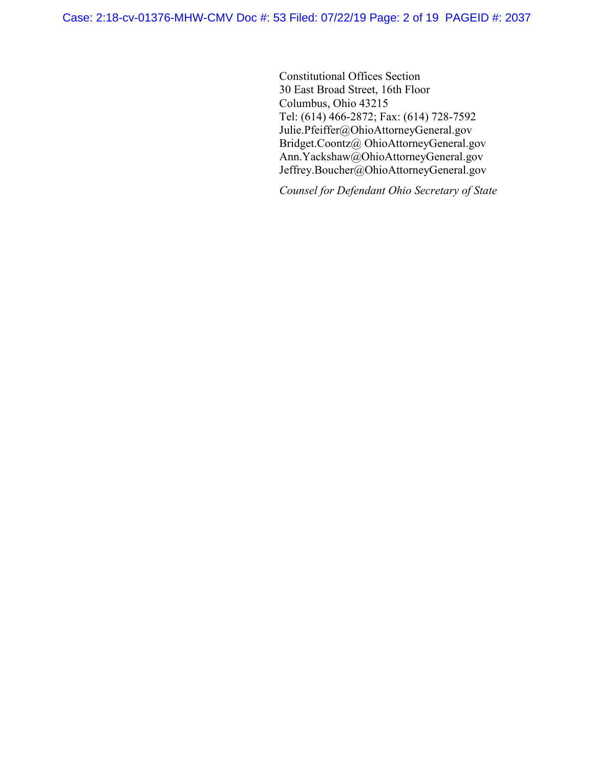Constitutional Offices Section
30 East Broad Street, 16th Floor
Columbus, Ohio 43215
Tel: (614) 466-2872; Fax: (614) 728-7592
Julie.Pfeiffer@OhioAttorneyGeneral.gov
Bridget.Coontz@ OhioAttorneyGeneral.gov
Ann.Yackshaw@OhioAttorneyGeneral.gov
Jeffrey.Boucher@OhioAttorneyGeneral.gov

*Counsel for Defendant Ohio Secretary of State*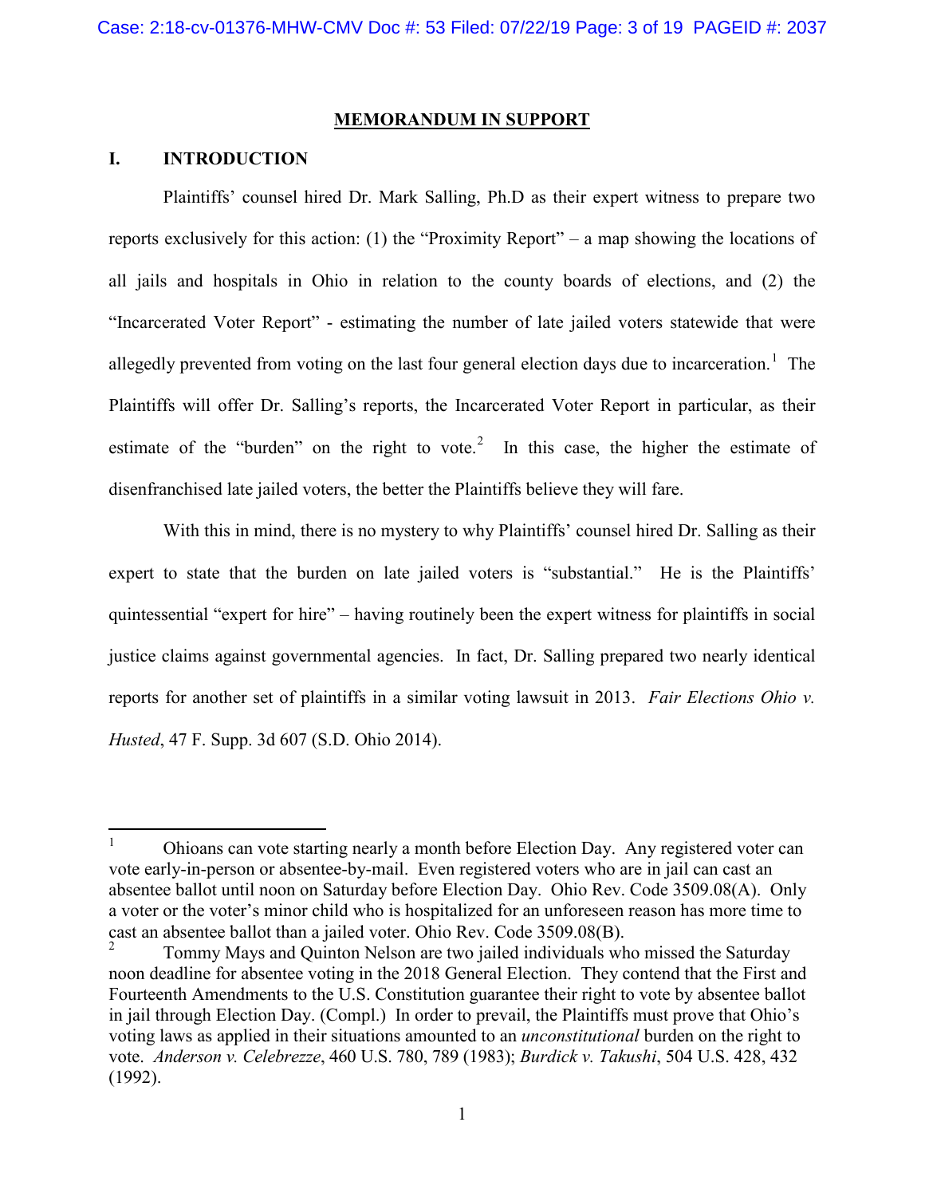## MEMORANDUM IN SUPPORT

### I. INTRODUCTION

Plaintiffs' counsel hired Dr. Mark Salling, Ph.D as their expert witness to prepare two reports exclusively for this action: (1) the "Proximity Report" – a map showing the locations of all jails and hospitals in Ohio in relation to the county boards of elections, and (2) the "Incarcerated Voter Report" - estimating the number of late jailed voters statewide that were allegedly prevented from voting on the last four general election days due to incarceration.[1] The Plaintiffs will offer Dr. Salling's reports, the Incarcerated Voter Report in particular, as their estimate of the "burden" on the right to vote.[2] In this case, the higher the estimate of disenfranchised late jailed voters, the better the Plaintiffs believe they will fare.

With this in mind, there is no mystery to why Plaintiffs' counsel hired Dr. Salling as their expert to state that the burden on late jailed voters is "substantial." He is the Plaintiffs' quintessential "expert for hire" – having routinely been the expert witness for plaintiffs in social justice claims against governmental agencies. In fact, Dr. Salling prepared two nearly identical reports for another set of plaintiffs in a similar voting lawsuit in 2013. *Fair Elections Ohio v. Husted*, 47 F. Supp. 3d 607 (S.D. Ohio 2014).

---

[1] Ohioans can vote starting nearly a month before Election Day. Any registered voter can vote early-in-person or absentee-by-mail. Even registered voters who are in jail can cast an absentee ballot until noon on Saturday before Election Day. Ohio Rev. Code 3509.08(A). Only a voter or the voter's minor child who is hospitalized for an unforeseen reason has more time to cast an absentee ballot than a jailed voter. Ohio Rev. Code 3509.08(B).

[2] Tommy Mays and Quinton Nelson are two jailed individuals who missed the Saturday noon deadline for absentee voting in the 2018 General Election. They contend that the First and Fourteenth Amendments to the U.S. Constitution guarantee their right to vote by absentee ballot in jail through Election Day. (Compl.) In order to prevail, the Plaintiffs must prove that Ohio's voting laws as applied in their situations amounted to an *unconstitutional* burden on the right to vote. *Anderson v. Celebrezze*, 460 U.S. 780, 789 (1983); *Burdick v. Takushi*, 504 U.S. 428, 432 (1992).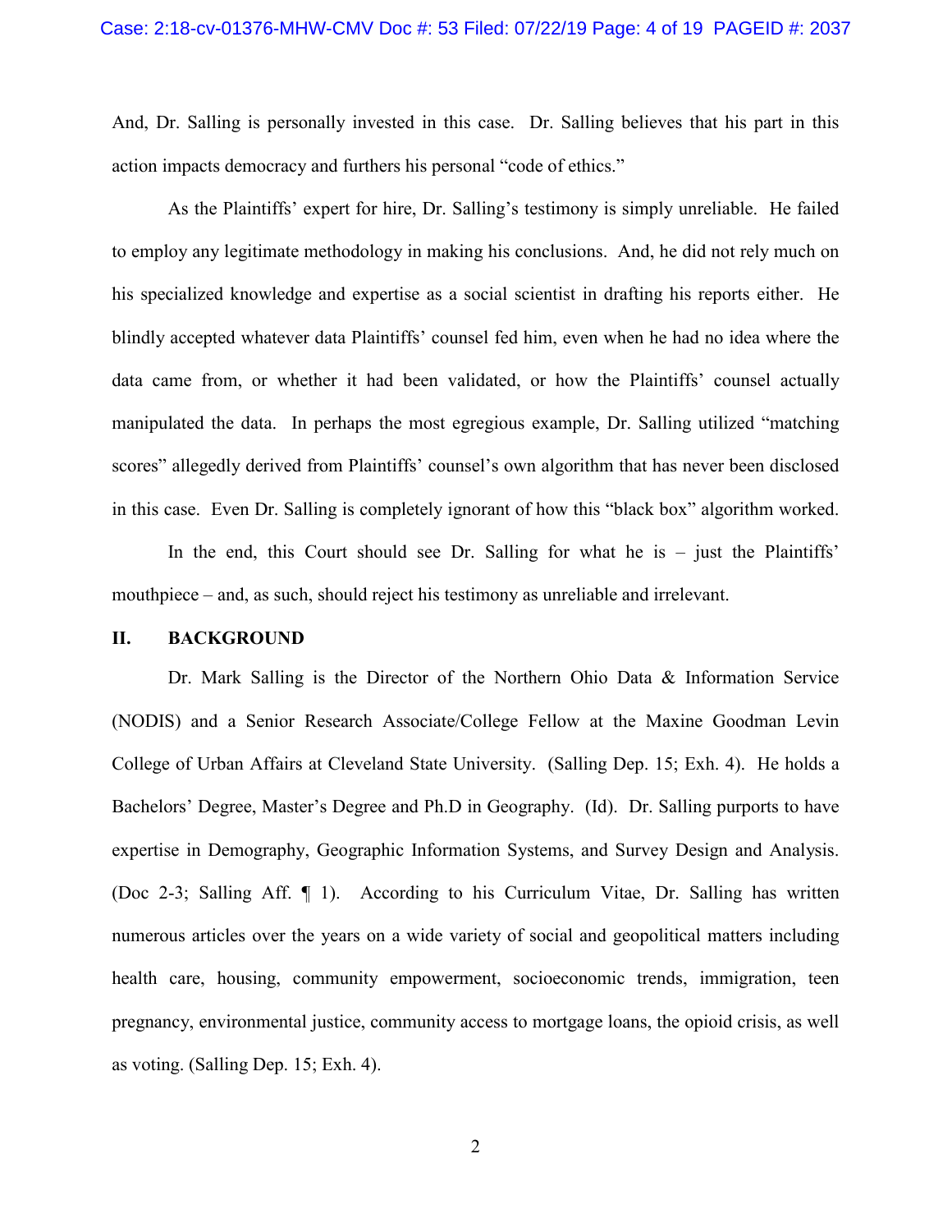And, Dr. Salling is personally invested in this case. Dr. Salling believes that his part in this action impacts democracy and furthers his personal "code of ethics."

As the Plaintiffs' expert for hire, Dr. Salling's testimony is simply unreliable. He failed to employ any legitimate methodology in making his conclusions. And, he did not rely much on his specialized knowledge and expertise as a social scientist in drafting his reports either. He blindly accepted whatever data Plaintiffs' counsel fed him, even when he had no idea where the data came from, or whether it had been validated, or how the Plaintiffs' counsel actually manipulated the data. In perhaps the most egregious example, Dr. Salling utilized "matching scores" allegedly derived from Plaintiffs' counsel's own algorithm that has never been disclosed in this case. Even Dr. Salling is completely ignorant of how this "black box" algorithm worked.

In the end, this Court should see Dr. Salling for what he is – just the Plaintiffs' mouthpiece – and, as such, should reject his testimony as unreliable and irrelevant.

## II. BACKGROUND

Dr. Mark Salling is the Director of the Northern Ohio Data & Information Service (NODIS) and a Senior Research Associate/College Fellow at the Maxine Goodman Levin College of Urban Affairs at Cleveland State University. (Salling Dep. 15; Exh. 4). He holds a Bachelors' Degree, Master's Degree and Ph.D in Geography. (Id). Dr. Salling purports to have expertise in Demography, Geographic Information Systems, and Survey Design and Analysis. (Doc 2-3; Salling Aff. ¶ 1). According to his Curriculum Vitae, Dr. Salling has written numerous articles over the years on a wide variety of social and geopolitical matters including health care, housing, community empowerment, socioeconomic trends, immigration, teen pregnancy, environmental justice, community access to mortgage loans, the opioid crisis, as well as voting. (Salling Dep. 15; Exh. 4).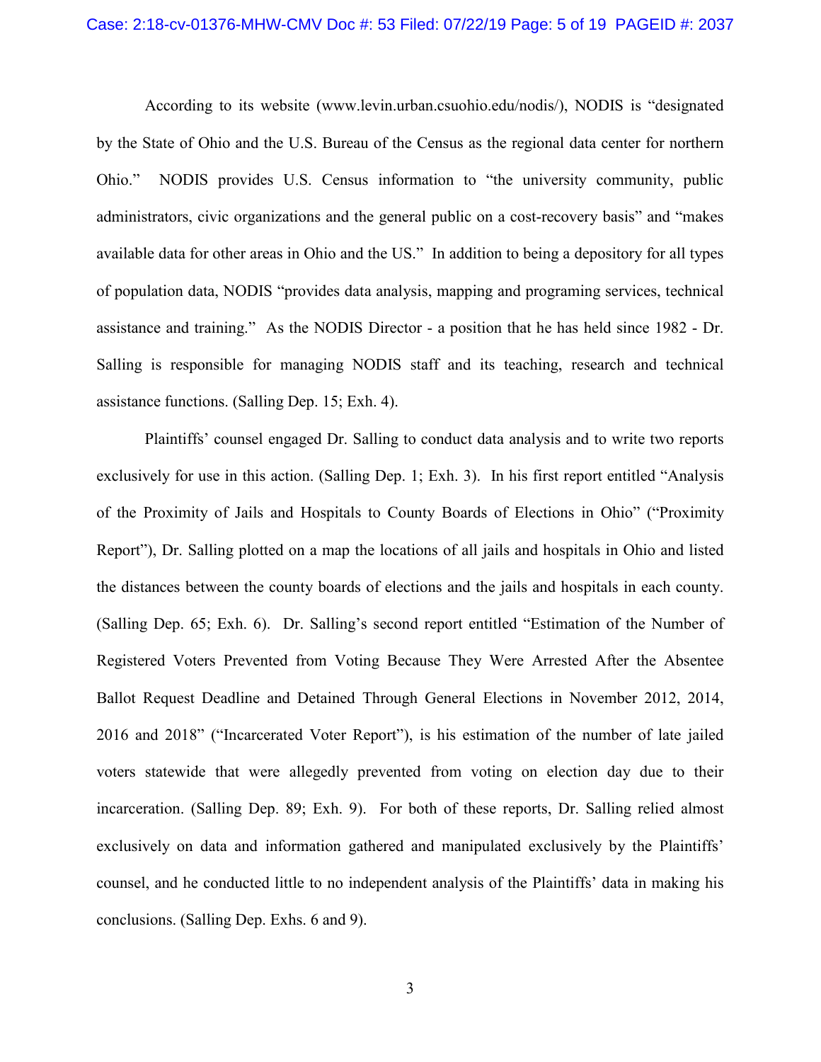According to its website (www.levin.urban.csuohio.edu/nodis/), NODIS is "designated by the State of Ohio and the U.S. Bureau of the Census as the regional data center for northern Ohio." NODIS provides U.S. Census information to "the university community, public administrators, civic organizations and the general public on a cost-recovery basis" and "makes available data for other areas in Ohio and the US." In addition to being a depository for all types of population data, NODIS "provides data analysis, mapping and programing services, technical assistance and training." As the NODIS Director - a position that he has held since 1982 - Dr. Salling is responsible for managing NODIS staff and its teaching, research and technical assistance functions. (Salling Dep. 15; Exh. 4).

Plaintiffs' counsel engaged Dr. Salling to conduct data analysis and to write two reports exclusively for use in this action. (Salling Dep. 1; Exh. 3). In his first report entitled "Analysis of the Proximity of Jails and Hospitals to County Boards of Elections in Ohio" ("Proximity Report"), Dr. Salling plotted on a map the locations of all jails and hospitals in Ohio and listed the distances between the county boards of elections and the jails and hospitals in each county. (Salling Dep. 65; Exh. 6). Dr. Salling's second report entitled "Estimation of the Number of Registered Voters Prevented from Voting Because They Were Arrested After the Absentee Ballot Request Deadline and Detained Through General Elections in November 2012, 2014, 2016 and 2018" ("Incarcerated Voter Report"), is his estimation of the number of late jailed voters statewide that were allegedly prevented from voting on election day due to their incarceration. (Salling Dep. 89; Exh. 9). For both of these reports, Dr. Salling relied almost exclusively on data and information gathered and manipulated exclusively by the Plaintiffs' counsel, and he conducted little to no independent analysis of the Plaintiffs' data in making his conclusions. (Salling Dep. Exhs. 6 and 9).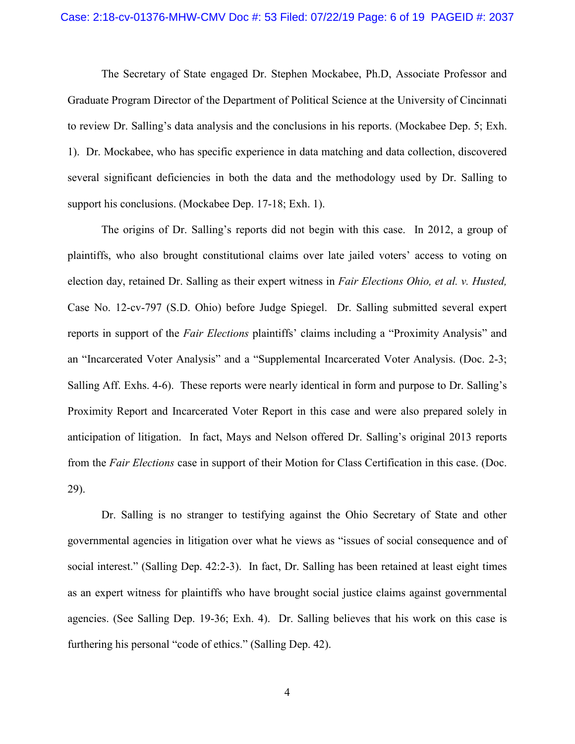The Secretary of State engaged Dr. Stephen Mockabee, Ph.D, Associate Professor and Graduate Program Director of the Department of Political Science at the University of Cincinnati to review Dr. Salling's data analysis and the conclusions in his reports. (Mockabee Dep. 5; Exh. 1). Dr. Mockabee, who has specific experience in data matching and data collection, discovered several significant deficiencies in both the data and the methodology used by Dr. Salling to support his conclusions. (Mockabee Dep. 17-18; Exh. 1).

The origins of Dr. Salling's reports did not begin with this case. In 2012, a group of plaintiffs, who also brought constitutional claims over late jailed voters' access to voting on election day, retained Dr. Salling as their expert witness in *Fair Elections Ohio, et al. v. Husted,* Case No. 12-cv-797 (S.D. Ohio) before Judge Spiegel. Dr. Salling submitted several expert reports in support of the *Fair Elections* plaintiffs' claims including a "Proximity Analysis" and an "Incarcerated Voter Analysis" and a "Supplemental Incarcerated Voter Analysis. (Doc. 2-3; Salling Aff. Exhs. 4-6). These reports were nearly identical in form and purpose to Dr. Salling's Proximity Report and Incarcerated Voter Report in this case and were also prepared solely in anticipation of litigation. In fact, Mays and Nelson offered Dr. Salling's original 2013 reports from the *Fair Elections* case in support of their Motion for Class Certification in this case. (Doc. 29).

Dr. Salling is no stranger to testifying against the Ohio Secretary of State and other governmental agencies in litigation over what he views as "issues of social consequence and of social interest." (Salling Dep. 42:2-3). In fact, Dr. Salling has been retained at least eight times as an expert witness for plaintiffs who have brought social justice claims against governmental agencies. (See Salling Dep. 19-36; Exh. 4). Dr. Salling believes that his work on this case is furthering his personal "code of ethics." (Salling Dep. 42).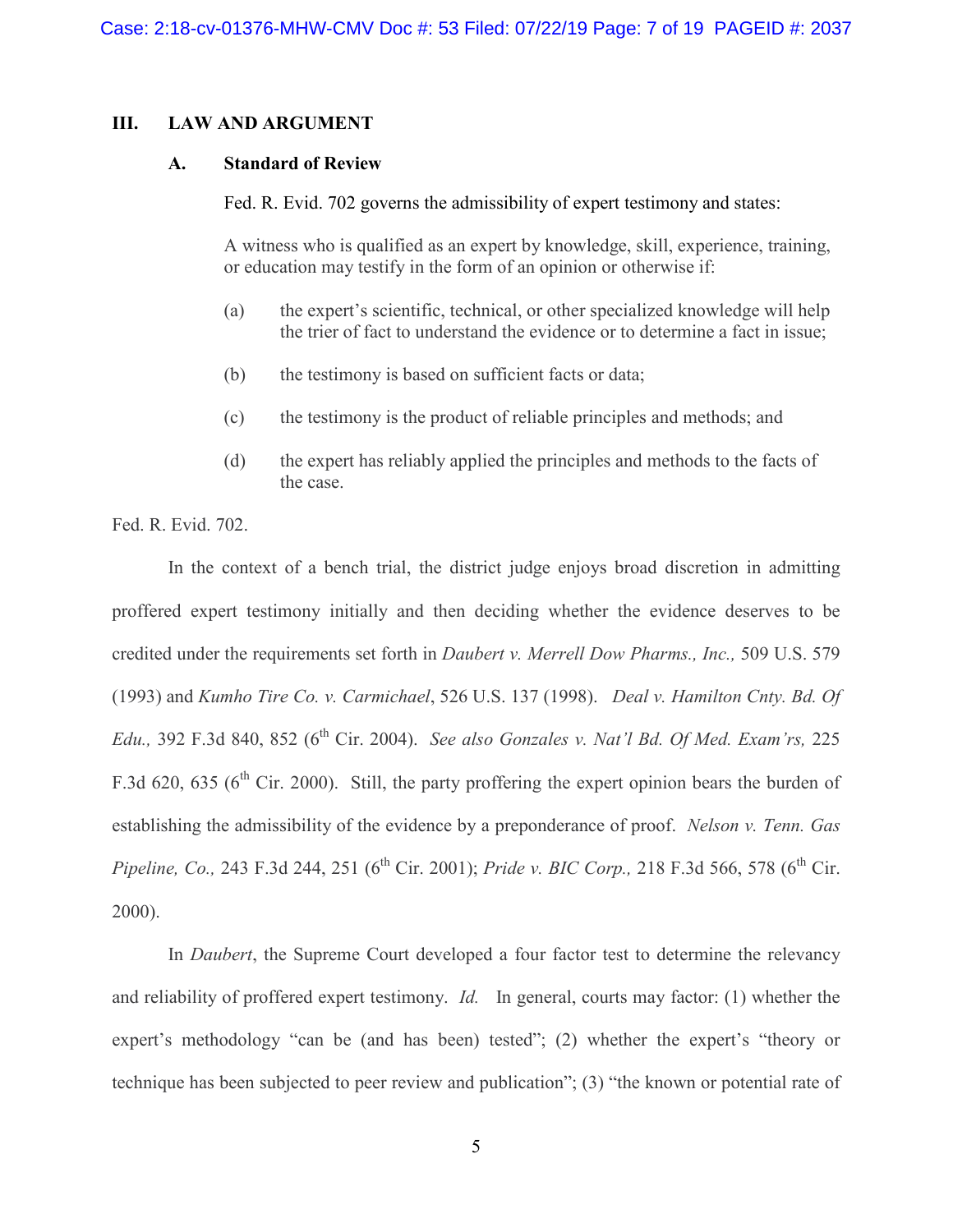## III. LAW AND ARGUMENT

### A. Standard of Review

Fed. R. Evid. 702 governs the admissibility of expert testimony and states:

> A witness who is qualified as an expert by knowledge, skill, experience, training, or education may testify in the form of an opinion or otherwise if:
>
> (a) the expert's scientific, technical, or other specialized knowledge will help the trier of fact to understand the evidence or to determine a fact in issue;
>
> (b) the testimony is based on sufficient facts or data;
>
> (c) the testimony is the product of reliable principles and methods; and
>
> (d) the expert has reliably applied the principles and methods to the facts of the case.

Fed. R. Evid. 702.

In the context of a bench trial, the district judge enjoys broad discretion in admitting proffered expert testimony initially and then deciding whether the evidence deserves to be credited under the requirements set forth in *Daubert v. Merrell Dow Pharms., Inc.,* 509 U.S. 579 (1993) and *Kumho Tire Co. v. Carmichael*, 526 U.S. 137 (1998). *Deal v. Hamilton Cnty. Bd. Of Edu.,* 392 F.3d 840, 852 (6th Cir. 2004). *See also Gonzales v. Nat'l Bd. Of Med. Exam'rs,* 225 F.3d 620, 635 (6th Cir. 2000). Still, the party proffering the expert opinion bears the burden of establishing the admissibility of the evidence by a preponderance of proof. *Nelson v. Tenn. Gas Pipeline, Co.,* 243 F.3d 244, 251 (6th Cir. 2001); *Pride v. BIC Corp.,* 218 F.3d 566, 578 (6th Cir. 2000).

In *Daubert*, the Supreme Court developed a four factor test to determine the relevancy and reliability of proffered expert testimony. *Id.* In general, courts may factor: (1) whether the expert's methodology "can be (and has been) tested"; (2) whether the expert's "theory or technique has been subjected to peer review and publication"; (3) "the known or potential rate of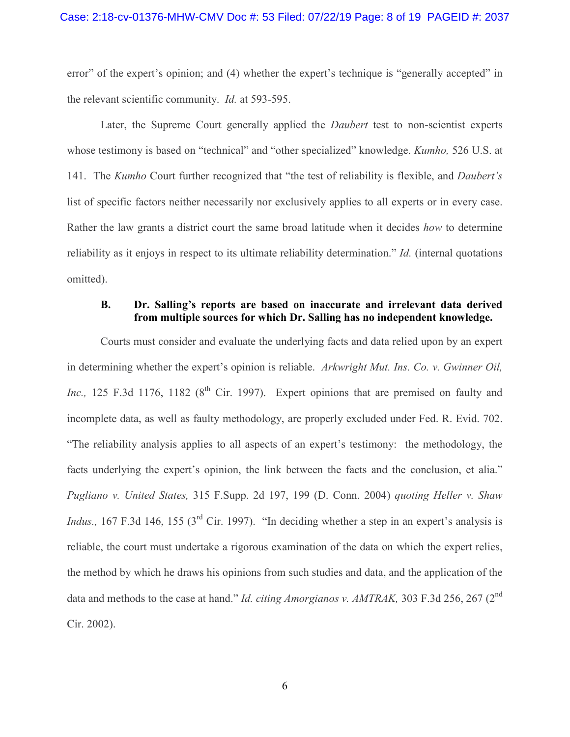error" of the expert's opinion; and (4) whether the expert's technique is "generally accepted" in the relevant scientific community. *Id.* at 593-595.

Later, the Supreme Court generally applied the *Daubert* test to non-scientist experts whose testimony is based on "technical" and "other specialized" knowledge. *Kumho,* 526 U.S. at 141. The *Kumho* Court further recognized that "the test of reliability is flexible, and *Daubert's* list of specific factors neither necessarily nor exclusively applies to all experts or in every case. Rather the law grants a district court the same broad latitude when it decides *how* to determine reliability as it enjoys in respect to its ultimate reliability determination." *Id.* (internal quotations omitted).

### B. Dr. Salling's reports are based on inaccurate and irrelevant data derived from multiple sources for which Dr. Salling has no independent knowledge.

Courts must consider and evaluate the underlying facts and data relied upon by an expert in determining whether the expert's opinion is reliable. *Arkwright Mut. Ins. Co. v. Gwinner Oil, Inc.,* 125 F.3d 1176, 1182 (8th Cir. 1997). Expert opinions that are premised on faulty and incomplete data, as well as faulty methodology, are properly excluded under Fed. R. Evid. 702. "The reliability analysis applies to all aspects of an expert's testimony: the methodology, the facts underlying the expert's opinion, the link between the facts and the conclusion, et alia." *Pugliano v. United States,* 315 F.Supp. 2d 197, 199 (D. Conn. 2004) *quoting Heller v. Shaw Indus.,* 167 F.3d 146, 155 (3rd Cir. 1997). "In deciding whether a step in an expert's analysis is reliable, the court must undertake a rigorous examination of the data on which the expert relies, the method by which he draws his opinions from such studies and data, and the application of the data and methods to the case at hand." *Id. citing Amorgianos v. AMTRAK,* 303 F.3d 256, 267 (2nd Cir. 2002).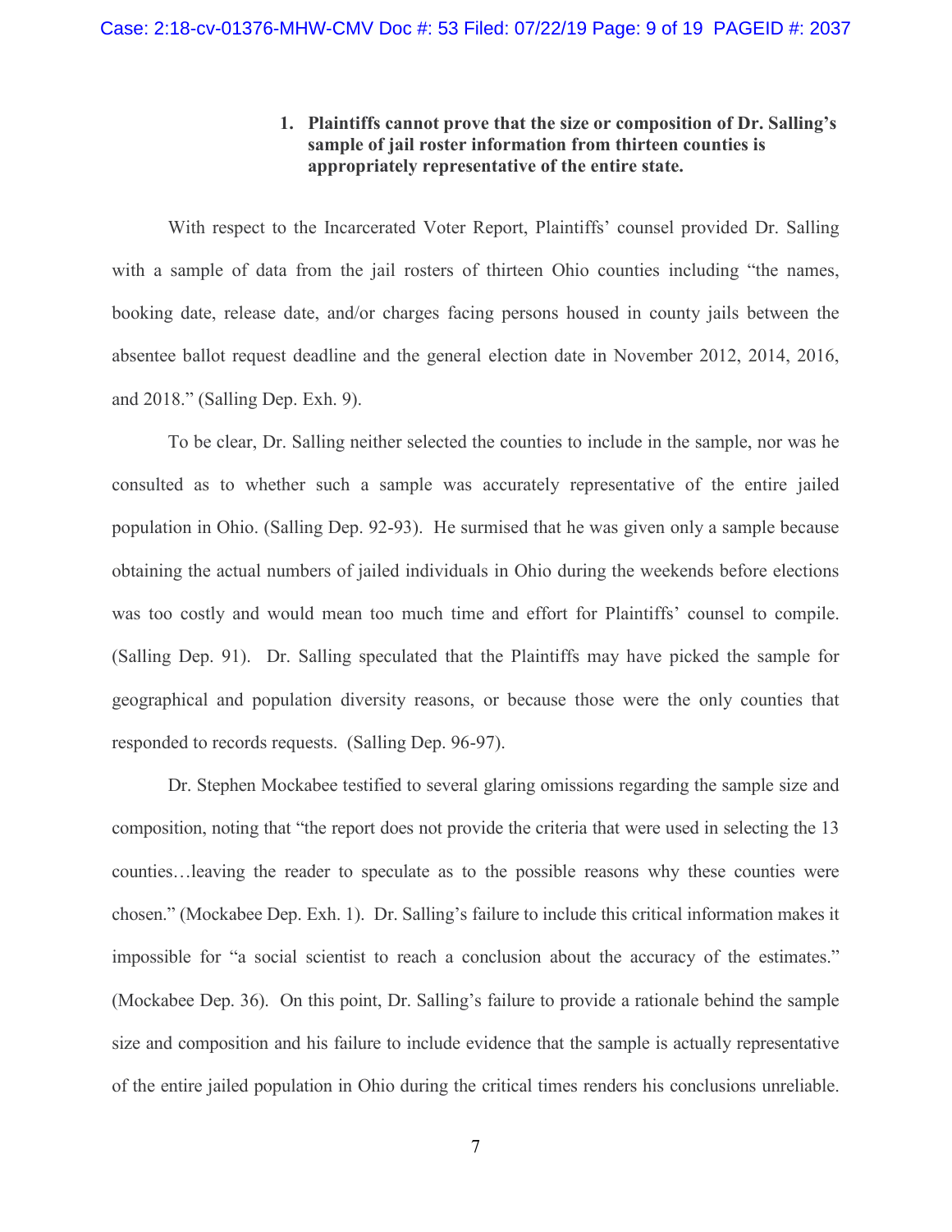### 1. Plaintiffs cannot prove that the size or composition of Dr. Salling's sample of jail roster information from thirteen counties is appropriately representative of the entire state.

With respect to the Incarcerated Voter Report, Plaintiffs' counsel provided Dr. Salling with a sample of data from the jail rosters of thirteen Ohio counties including "the names, booking date, release date, and/or charges facing persons housed in county jails between the absentee ballot request deadline and the general election date in November 2012, 2014, 2016, and 2018." (Salling Dep. Exh. 9).

To be clear, Dr. Salling neither selected the counties to include in the sample, nor was he consulted as to whether such a sample was accurately representative of the entire jailed population in Ohio. (Salling Dep. 92-93). He surmised that he was given only a sample because obtaining the actual numbers of jailed individuals in Ohio during the weekends before elections was too costly and would mean too much time and effort for Plaintiffs' counsel to compile. (Salling Dep. 91). Dr. Salling speculated that the Plaintiffs may have picked the sample for geographical and population diversity reasons, or because those were the only counties that responded to records requests. (Salling Dep. 96-97).

Dr. Stephen Mockabee testified to several glaring omissions regarding the sample size and composition, noting that "the report does not provide the criteria that were used in selecting the 13 counties…leaving the reader to speculate as to the possible reasons why these counties were chosen." (Mockabee Dep. Exh. 1). Dr. Salling's failure to include this critical information makes it impossible for "a social scientist to reach a conclusion about the accuracy of the estimates." (Mockabee Dep. 36). On this point, Dr. Salling's failure to provide a rationale behind the sample size and composition and his failure to include evidence that the sample is actually representative of the entire jailed population in Ohio during the critical times renders his conclusions unreliable.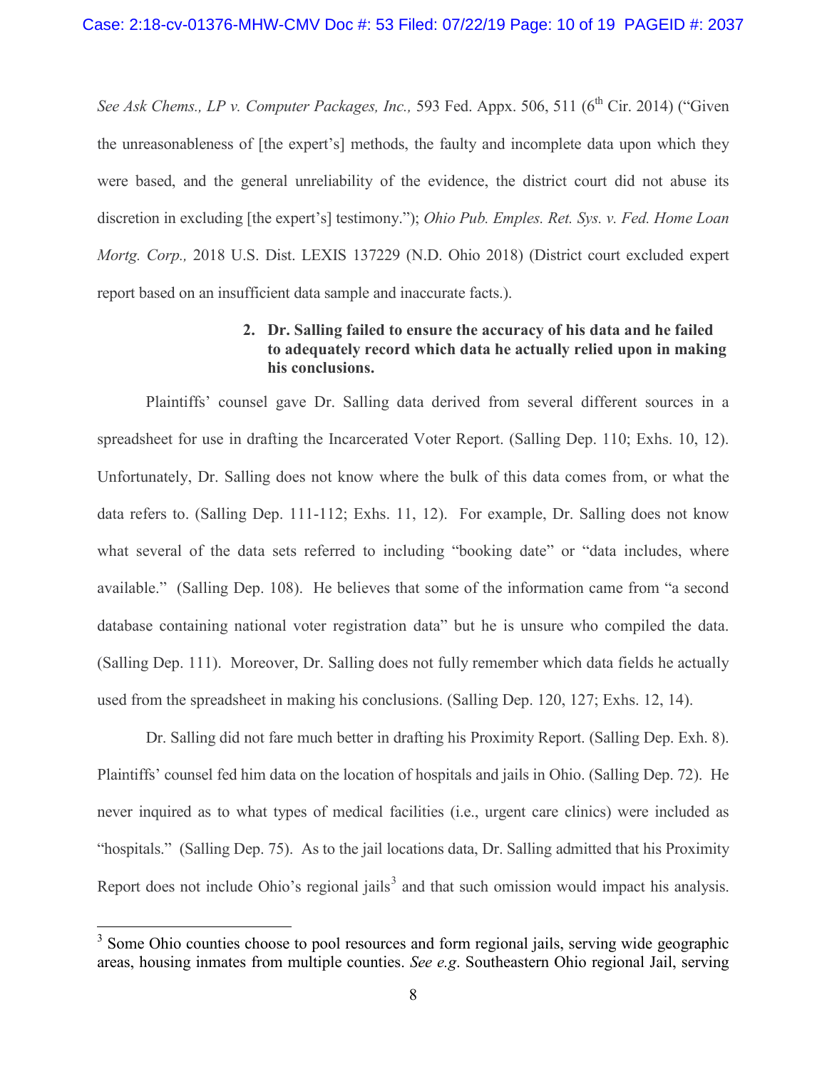*See Ask Chems., LP v. Computer Packages, Inc.,* 593 Fed. Appx. 506, 511 (6th Cir. 2014) ("Given the unreasonableness of [the expert's] methods, the faulty and incomplete data upon which they were based, and the general unreliability of the evidence, the district court did not abuse its discretion in excluding [the expert's] testimony."); *Ohio Pub. Emples. Ret. Sys. v. Fed. Home Loan Mortg. Corp.,* 2018 U.S. Dist. LEXIS 137229 (N.D. Ohio 2018) (District court excluded expert report based on an insufficient data sample and inaccurate facts.).

**2. Dr. Salling failed to ensure the accuracy of his data and he failed to adequately record which data he actually relied upon in making his conclusions.**

Plaintiffs' counsel gave Dr. Salling data derived from several different sources in a spreadsheet for use in drafting the Incarcerated Voter Report. (Salling Dep. 110; Exhs. 10, 12). Unfortunately, Dr. Salling does not know where the bulk of this data comes from, or what the data refers to. (Salling Dep. 111-112; Exhs. 11, 12). For example, Dr. Salling does not know what several of the data sets referred to including "booking date" or "data includes, where available." (Salling Dep. 108). He believes that some of the information came from "a second database containing national voter registration data" but he is unsure who compiled the data. (Salling Dep. 111). Moreover, Dr. Salling does not fully remember which data fields he actually used from the spreadsheet in making his conclusions. (Salling Dep. 120, 127; Exhs. 12, 14).

Dr. Salling did not fare much better in drafting his Proximity Report. (Salling Dep. Exh. 8). Plaintiffs' counsel fed him data on the location of hospitals and jails in Ohio. (Salling Dep. 72). He never inquired as to what types of medical facilities (i.e., urgent care clinics) were included as "hospitals." (Salling Dep. 75). As to the jail locations data, Dr. Salling admitted that his Proximity Report does not include Ohio's regional jails[3] and that such omission would impact his analysis.

[3] Some Ohio counties choose to pool resources and form regional jails, serving wide geographic areas, housing inmates from multiple counties. *See e.g*. Southeastern Ohio regional Jail, serving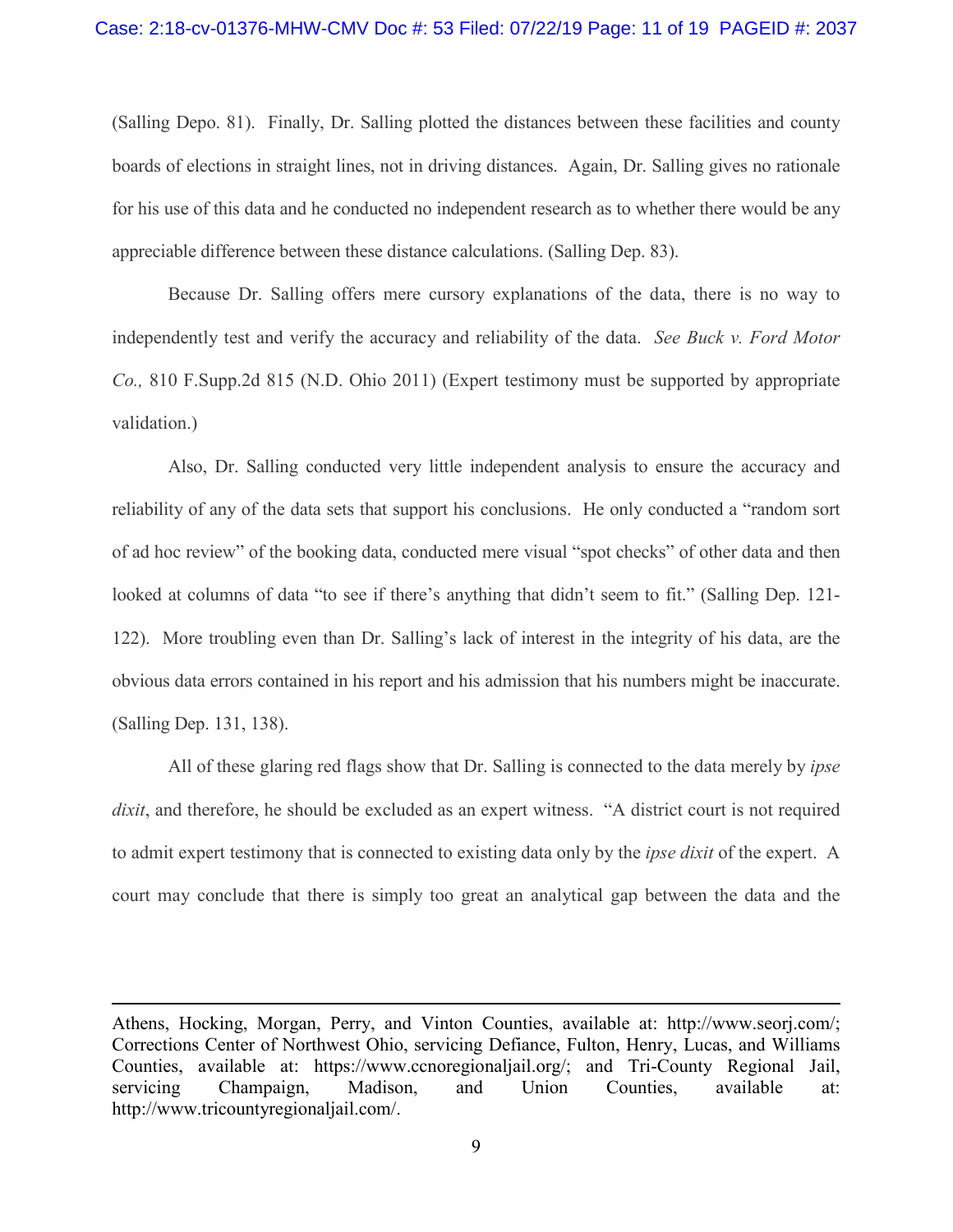(Salling Depo. 81). Finally, Dr. Salling plotted the distances between these facilities and county boards of elections in straight lines, not in driving distances. Again, Dr. Salling gives no rationale for his use of this data and he conducted no independent research as to whether there would be any appreciable difference between these distance calculations. (Salling Dep. 83).

Because Dr. Salling offers mere cursory explanations of the data, there is no way to independently test and verify the accuracy and reliability of the data. *See Buck v. Ford Motor Co.,* 810 F.Supp.2d 815 (N.D. Ohio 2011) (Expert testimony must be supported by appropriate validation.)

Also, Dr. Salling conducted very little independent analysis to ensure the accuracy and reliability of any of the data sets that support his conclusions. He only conducted a "random sort of ad hoc review" of the booking data, conducted mere visual "spot checks" of other data and then looked at columns of data "to see if there's anything that didn't seem to fit." (Salling Dep. 121-122). More troubling even than Dr. Salling's lack of interest in the integrity of his data, are the obvious data errors contained in his report and his admission that his numbers might be inaccurate. (Salling Dep. 131, 138).

All of these glaring red flags show that Dr. Salling is connected to the data merely by *ipse dixit*, and therefore, he should be excluded as an expert witness. "A district court is not required to admit expert testimony that is connected to existing data only by the *ipse dixit* of the expert. A court may conclude that there is simply too great an analytical gap between the data and the

---

Athens, Hocking, Morgan, Perry, and Vinton Counties, available at: http://www.seorj.com/; Corrections Center of Northwest Ohio, servicing Defiance, Fulton, Henry, Lucas, and Williams Counties, available at: https://www.ccnoregionaljail.org/; and Tri-County Regional Jail, servicing Champaign, Madison, and Union Counties, available at: http://www.tricountyregionaljail.com/.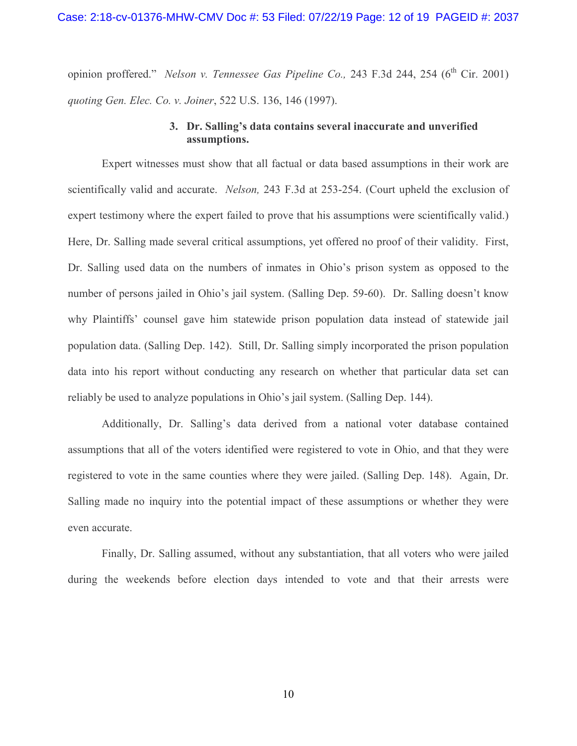opinion proffered." *Nelson v. Tennessee Gas Pipeline Co.,* 243 F.3d 244, 254 (6th Cir. 2001) *quoting Gen. Elec. Co. v. Joiner*, 522 U.S. 136, 146 (1997).

### 3. Dr. Salling's data contains several inaccurate and unverified assumptions.

Expert witnesses must show that all factual or data based assumptions in their work are scientifically valid and accurate. *Nelson,* 243 F.3d at 253-254. (Court upheld the exclusion of expert testimony where the expert failed to prove that his assumptions were scientifically valid.) Here, Dr. Salling made several critical assumptions, yet offered no proof of their validity. First, Dr. Salling used data on the numbers of inmates in Ohio's prison system as opposed to the number of persons jailed in Ohio's jail system. (Salling Dep. 59-60). Dr. Salling doesn't know why Plaintiffs' counsel gave him statewide prison population data instead of statewide jail population data. (Salling Dep. 142). Still, Dr. Salling simply incorporated the prison population data into his report without conducting any research on whether that particular data set can reliably be used to analyze populations in Ohio's jail system. (Salling Dep. 144).

Additionally, Dr. Salling's data derived from a national voter database contained assumptions that all of the voters identified were registered to vote in Ohio, and that they were registered to vote in the same counties where they were jailed. (Salling Dep. 148). Again, Dr. Salling made no inquiry into the potential impact of these assumptions or whether they were even accurate.

Finally, Dr. Salling assumed, without any substantiation, that all voters who were jailed during the weekends before election days intended to vote and that their arrests were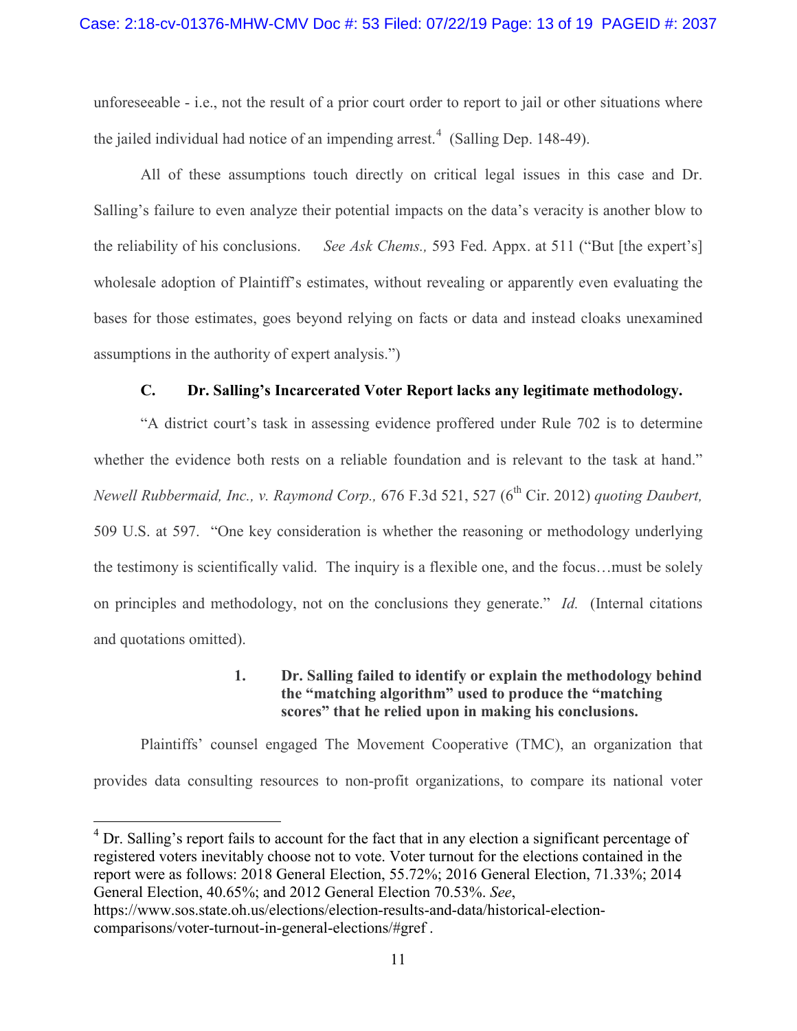unforeseeable - i.e., not the result of a prior court order to report to jail or other situations where the jailed individual had notice of an impending arrest.[4] (Salling Dep. 148-49).

All of these assumptions touch directly on critical legal issues in this case and Dr. Salling's failure to even analyze their potential impacts on the data's veracity is another blow to the reliability of his conclusions. *See Ask Chems.,* 593 Fed. Appx. at 511 ("But [the expert's] wholesale adoption of Plaintiff's estimates, without revealing or apparently even evaluating the bases for those estimates, goes beyond relying on facts or data and instead cloaks unexamined assumptions in the authority of expert analysis.")

### C. Dr. Salling's Incarcerated Voter Report lacks any legitimate methodology.

"A district court's task in assessing evidence proffered under Rule 702 is to determine whether the evidence both rests on a reliable foundation and is relevant to the task at hand." *Newell Rubbermaid, Inc., v. Raymond Corp.,* 676 F.3d 521, 527 (6th Cir. 2012) *quoting Daubert,* 509 U.S. at 597. "One key consideration is whether the reasoning or methodology underlying the testimony is scientifically valid. The inquiry is a flexible one, and the focus…must be solely on principles and methodology, not on the conclusions they generate." *Id.* (Internal citations and quotations omitted).

#### 1. Dr. Salling failed to identify or explain the methodology behind the "matching algorithm" used to produce the "matching scores" that he relied upon in making his conclusions.

Plaintiffs' counsel engaged The Movement Cooperative (TMC), an organization that provides data consulting resources to non-profit organizations, to compare its national voter

---

[4] Dr. Salling's report fails to account for the fact that in any election a significant percentage of registered voters inevitably choose not to vote. Voter turnout for the elections contained in the report were as follows: 2018 General Election, 55.72%; 2016 General Election, 71.33%; 2014 General Election, 40.65%; and 2012 General Election 70.53%. *See*, https://www.sos.state.oh.us/elections/election-results-and-data/historical-election-comparisons/voter-turnout-in-general-elections/#gref .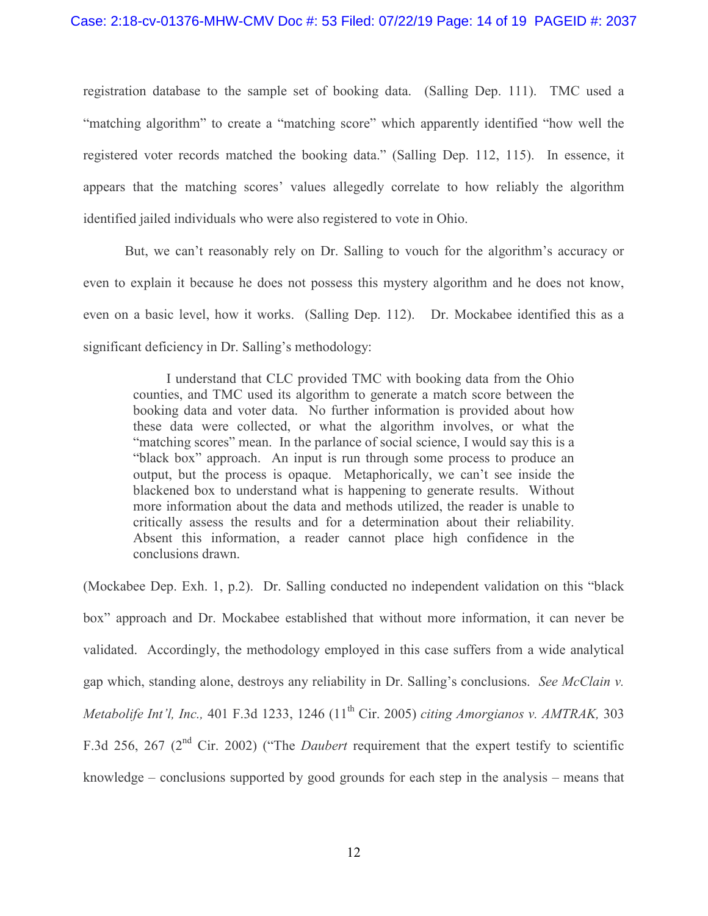registration database to the sample set of booking data. (Salling Dep. 111). TMC used a "matching algorithm" to create a "matching score" which apparently identified "how well the registered voter records matched the booking data." (Salling Dep. 112, 115). In essence, it appears that the matching scores' values allegedly correlate to how reliably the algorithm identified jailed individuals who were also registered to vote in Ohio.

But, we can't reasonably rely on Dr. Salling to vouch for the algorithm's accuracy or even to explain it because he does not possess this mystery algorithm and he does not know, even on a basic level, how it works. (Salling Dep. 112). Dr. Mockabee identified this as a significant deficiency in Dr. Salling's methodology:

> I understand that CLC provided TMC with booking data from the Ohio counties, and TMC used its algorithm to generate a match score between the booking data and voter data. No further information is provided about how these data were collected, or what the algorithm involves, or what the "matching scores" mean. In the parlance of social science, I would say this is a "black box" approach. An input is run through some process to produce an output, but the process is opaque. Metaphorically, we can't see inside the blackened box to understand what is happening to generate results. Without more information about the data and methods utilized, the reader is unable to critically assess the results and for a determination about their reliability. Absent this information, a reader cannot place high confidence in the conclusions drawn.

(Mockabee Dep. Exh. 1, p.2). Dr. Salling conducted no independent validation on this "black box" approach and Dr. Mockabee established that without more information, it can never be validated. Accordingly, the methodology employed in this case suffers from a wide analytical gap which, standing alone, destroys any reliability in Dr. Salling's conclusions. *See McClain v. Metabolife Int'l, Inc.,* 401 F.3d 1233, 1246 (11th Cir. 2005) *citing Amorgianos v. AMTRAK,* 303 F.3d 256, 267 (2nd Cir. 2002) ("The *Daubert* requirement that the expert testify to scientific knowledge – conclusions supported by good grounds for each step in the analysis – means that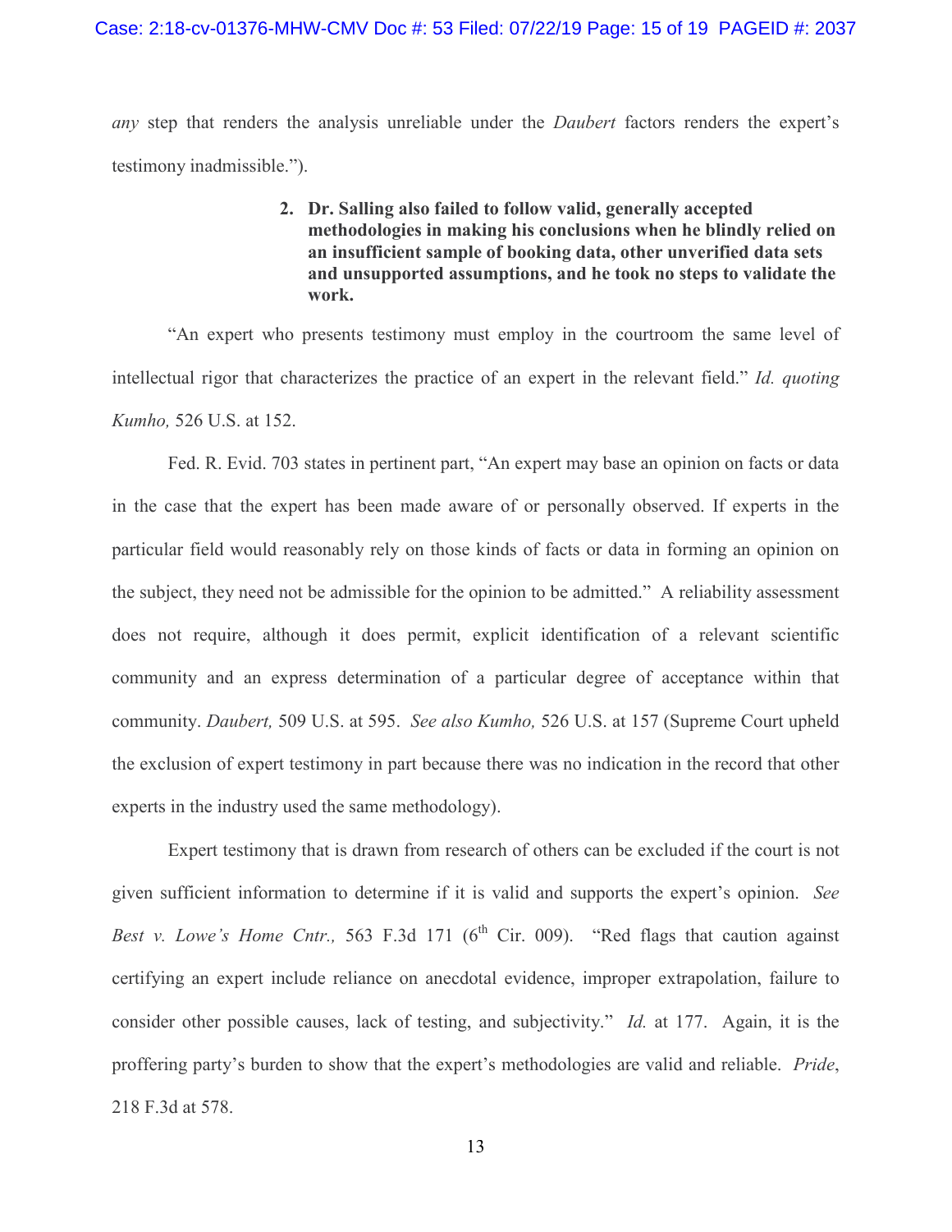*any* step that renders the analysis unreliable under the *Daubert* factors renders the expert's testimony inadmissible.").

**2. Dr. Salling also failed to follow valid, generally accepted methodologies in making his conclusions when he blindly relied on an insufficient sample of booking data, other unverified data sets and unsupported assumptions, and he took no steps to validate the work.**

"An expert who presents testimony must employ in the courtroom the same level of intellectual rigor that characterizes the practice of an expert in the relevant field." *Id. quoting Kumho,* 526 U.S. at 152.

Fed. R. Evid. 703 states in pertinent part, "An expert may base an opinion on facts or data in the case that the expert has been made aware of or personally observed. If experts in the particular field would reasonably rely on those kinds of facts or data in forming an opinion on the subject, they need not be admissible for the opinion to be admitted." A reliability assessment does not require, although it does permit, explicit identification of a relevant scientific community and an express determination of a particular degree of acceptance within that community. *Daubert,* 509 U.S. at 595. *See also Kumho,* 526 U.S. at 157 (Supreme Court upheld the exclusion of expert testimony in part because there was no indication in the record that other experts in the industry used the same methodology).

Expert testimony that is drawn from research of others can be excluded if the court is not given sufficient information to determine if it is valid and supports the expert's opinion. *See Best v. Lowe's Home Cntr.,* 563 F.3d 171 (6th Cir. 009). "Red flags that caution against certifying an expert include reliance on anecdotal evidence, improper extrapolation, failure to consider other possible causes, lack of testing, and subjectivity." *Id.* at 177. Again, it is the proffering party's burden to show that the expert's methodologies are valid and reliable. *Pride*, 218 F.3d at 578.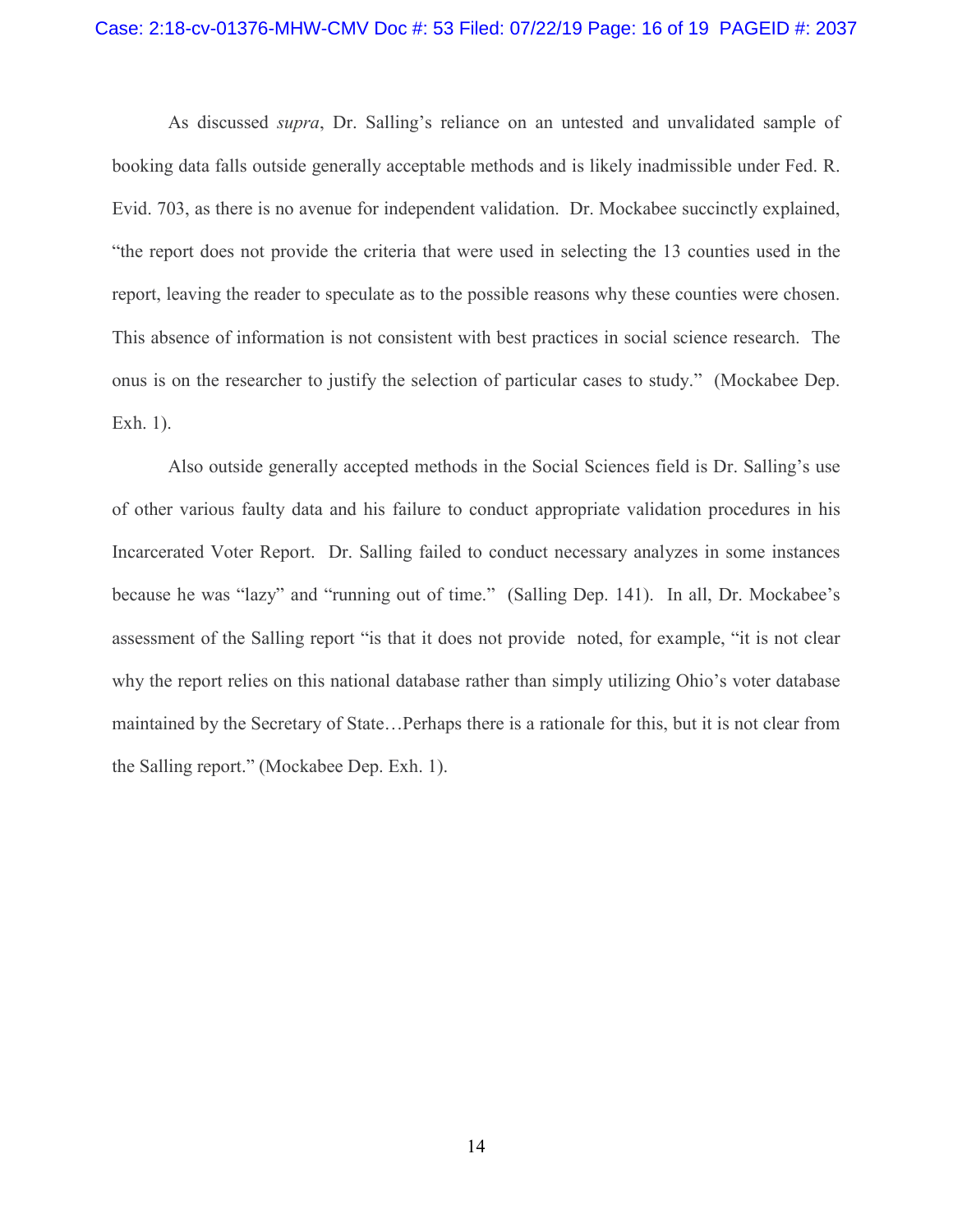As discussed *supra*, Dr. Salling's reliance on an untested and unvalidated sample of booking data falls outside generally acceptable methods and is likely inadmissible under Fed. R. Evid. 703, as there is no avenue for independent validation. Dr. Mockabee succinctly explained, "the report does not provide the criteria that were used in selecting the 13 counties used in the report, leaving the reader to speculate as to the possible reasons why these counties were chosen. This absence of information is not consistent with best practices in social science research. The onus is on the researcher to justify the selection of particular cases to study." (Mockabee Dep. Exh. 1).

Also outside generally accepted methods in the Social Sciences field is Dr. Salling's use of other various faulty data and his failure to conduct appropriate validation procedures in his Incarcerated Voter Report. Dr. Salling failed to conduct necessary analyzes in some instances because he was "lazy" and "running out of time." (Salling Dep. 141). In all, Dr. Mockabee's assessment of the Salling report "is that it does not provide noted, for example, "it is not clear why the report relies on this national database rather than simply utilizing Ohio's voter database maintained by the Secretary of State…Perhaps there is a rationale for this, but it is not clear from the Salling report." (Mockabee Dep. Exh. 1).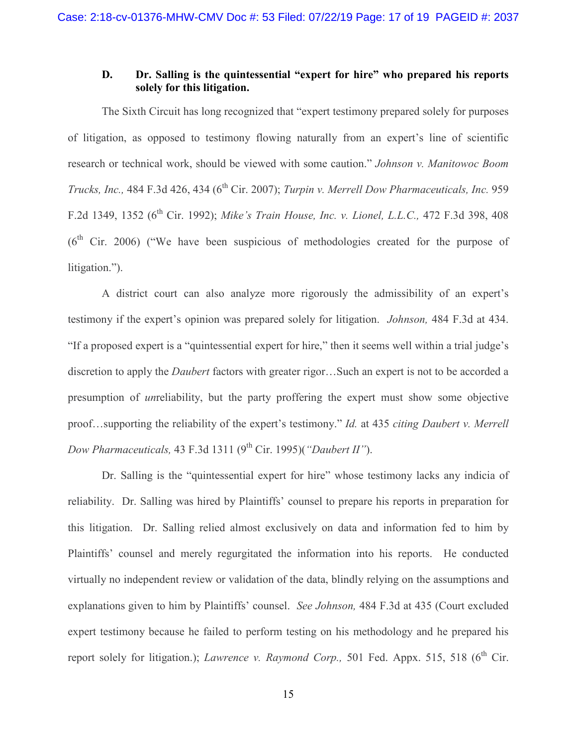### D. Dr. Salling is the quintessential "expert for hire" who prepared his reports solely for this litigation.

The Sixth Circuit has long recognized that "expert testimony prepared solely for purposes of litigation, as opposed to testimony flowing naturally from an expert's line of scientific research or technical work, should be viewed with some caution." *Johnson v. Manitowoc Boom Trucks, Inc.,* 484 F.3d 426, 434 (6th Cir. 2007); *Turpin v. Merrell Dow Pharmaceuticals, Inc.* 959 F.2d 1349, 1352 (6th Cir. 1992); *Mike's Train House, Inc. v. Lionel, L.L.C.,* 472 F.3d 398, 408 (6th Cir. 2006) ("We have been suspicious of methodologies created for the purpose of litigation.").

A district court can also analyze more rigorously the admissibility of an expert's testimony if the expert's opinion was prepared solely for litigation. *Johnson,* 484 F.3d at 434. "If a proposed expert is a "quintessential expert for hire," then it seems well within a trial judge's discretion to apply the *Daubert* factors with greater rigor…Such an expert is not to be accorded a presumption of *un*reliability, but the party proffering the expert must show some objective proof…supporting the reliability of the expert's testimony." *Id.* at 435 *citing Daubert v. Merrell Dow Pharmaceuticals,* 43 F.3d 1311 (9th Cir. 1995)(*"Daubert II"*).

Dr. Salling is the "quintessential expert for hire" whose testimony lacks any indicia of reliability. Dr. Salling was hired by Plaintiffs' counsel to prepare his reports in preparation for this litigation. Dr. Salling relied almost exclusively on data and information fed to him by Plaintiffs' counsel and merely regurgitated the information into his reports. He conducted virtually no independent review or validation of the data, blindly relying on the assumptions and explanations given to him by Plaintiffs' counsel. *See Johnson,* 484 F.3d at 435 (Court excluded expert testimony because he failed to perform testing on his methodology and he prepared his report solely for litigation.); *Lawrence v. Raymond Corp.,* 501 Fed. Appx. 515, 518 (6th Cir.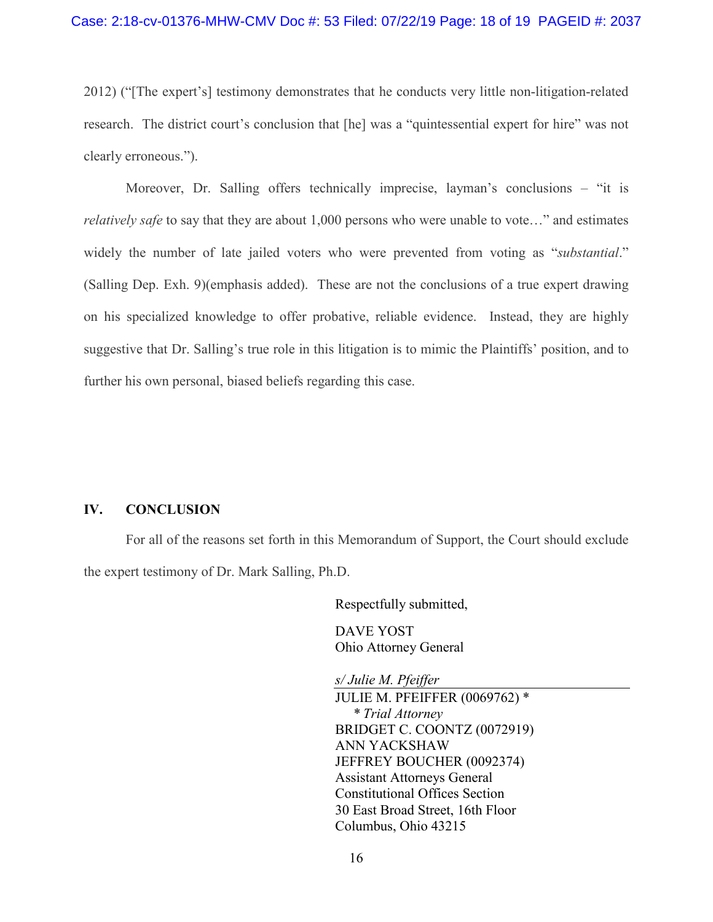2012) ("[The expert's] testimony demonstrates that he conducts very little non-litigation-related research. The district court's conclusion that [he] was a "quintessential expert for hire" was not clearly erroneous.").

Moreover, Dr. Salling offers technically imprecise, layman's conclusions – "it is *relatively safe* to say that they are about 1,000 persons who were unable to vote…" and estimates widely the number of late jailed voters who were prevented from voting as "*substantial*." (Salling Dep. Exh. 9)(emphasis added). These are not the conclusions of a true expert drawing on his specialized knowledge to offer probative, reliable evidence. Instead, they are highly suggestive that Dr. Salling's true role in this litigation is to mimic the Plaintiffs' position, and to further his own personal, biased beliefs regarding this case.

## IV. CONCLUSION

For all of the reasons set forth in this Memorandum of Support, the Court should exclude the expert testimony of Dr. Mark Salling, Ph.D.

Respectfully submitted,

DAVE YOST
Ohio Attorney General

*s/ Julie M. Pfeiffer*
JULIE M. PFEIFFER (0069762) *
*\* Trial Attorney*
BRIDGET C. COONTZ (0072919)
ANN YACKSHAW
JEFFREY BOUCHER (0092374)
Assistant Attorneys General
Constitutional Offices Section
30 East Broad Street, 16th Floor
Columbus, Ohio 43215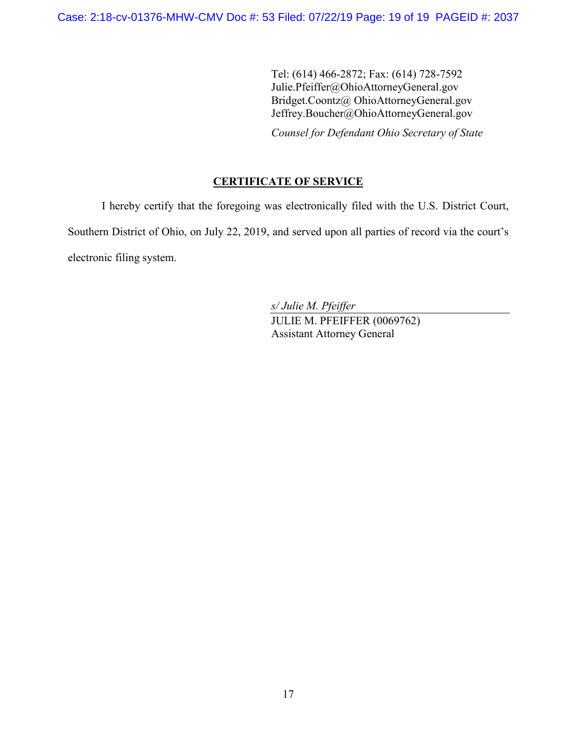Tel: (614) 466-2872; Fax: (614) 728-7592
Julie.Pfeiffer@OhioAttorneyGeneral.gov
Bridget.Coontz@ OhioAttorneyGeneral.gov
Jeffrey.Boucher@OhioAttorneyGeneral.gov

*Counsel for Defendant Ohio Secretary of State*

## CERTIFICATE OF SERVICE

I hereby certify that the foregoing was electronically filed with the U.S. District Court, Southern District of Ohio, on July 22, 2019, and served upon all parties of record via the court's electronic filing system.

*s/ Julie M. Pfeiffer*
JULIE M. PFEIFFER (0069762)
Assistant Attorney General